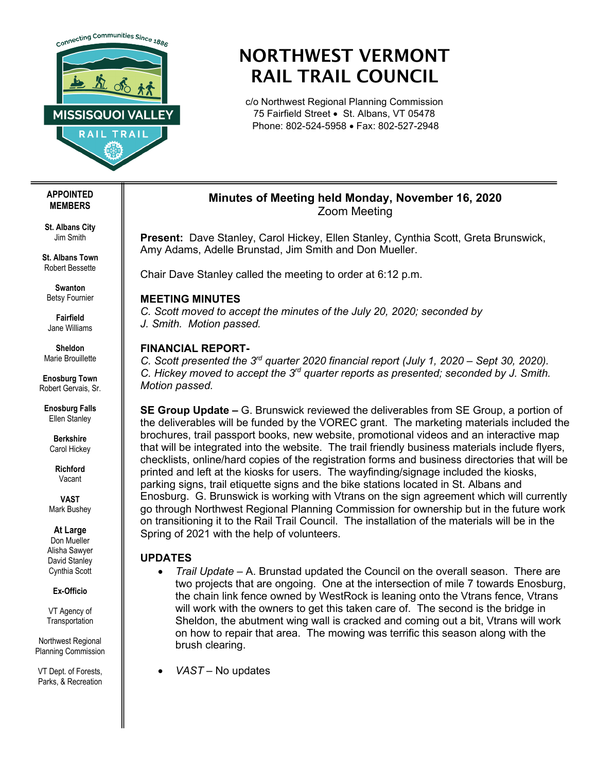# NORTHWEST VERMONT RAIL TRAIL COUNCIL

c/o Northwest Regional Planning Commission
75 Fairfield Street • St. Albans, VT 05478
Phone: 802-524-5958 • Fax: 802-527-2948

**APPOINTED MEMBERS**

**St. Albans City**
Jim Smith

**St. Albans Town**
Robert Bessette

**Swanton**
Betsy Fournier

**Fairfield**
Jane Williams

**Sheldon**
Marie Brouillette

**Enosburg Town**
Robert Gervais, Sr.

**Enosburg Falls**
Ellen Stanley

**Berkshire**
Carol Hickey

**Richford**
Vacant

**VAST**
Mark Bushey

**At Large**
Don Mueller
Alisha Sawyer
David Stanley
Cynthia Scott

**Ex-Officio**

VT Agency of Transportation

Northwest Regional Planning Commission

VT Dept. of Forests, Parks, & Recreation

## Minutes of Meeting held Monday, November 16, 2020
Zoom Meeting

**Present:** Dave Stanley, Carol Hickey, Ellen Stanley, Cynthia Scott, Greta Brunswick, Amy Adams, Adelle Brunstad, Jim Smith and Don Mueller.

Chair Dave Stanley called the meeting to order at 6:12 p.m.

### MEETING MINUTES

*C. Scott moved to accept the minutes of the July 20, 2020; seconded by J. Smith. Motion passed.*

### FINANCIAL REPORT-

*C. Scott presented the 3rd quarter 2020 financial report (July 1, 2020 – Sept 30, 2020). C. Hickey moved to accept the 3rd quarter reports as presented; seconded by J. Smith. Motion passed.*

**SE Group Update –** G. Brunswick reviewed the deliverables from SE Group, a portion of the deliverables will be funded by the VOREC grant. The marketing materials included the brochures, trail passport books, new website, promotional videos and an interactive map that will be integrated into the website. The trail friendly business materials include flyers, checklists, online/hard copies of the registration forms and business directories that will be printed and left at the kiosks for users. The wayfinding/signage included the kiosks, parking signs, trail etiquette signs and the bike stations located in St. Albans and Enosburg. G. Brunswick is working with Vtrans on the sign agreement which will currently go through Northwest Regional Planning Commission for ownership but in the future work on transitioning it to the Rail Trail Council. The installation of the materials will be in the Spring of 2021 with the help of volunteers.

### UPDATES

- *Trail Update* – A. Brunstad updated the Council on the overall season. There are two projects that are ongoing. One at the intersection of mile 7 towards Enosburg, the chain link fence owned by WestRock is leaning onto the Vtrans fence, Vtrans will work with the owners to get this taken care of. The second is the bridge in Sheldon, the abutment wing wall is cracked and coming out a bit, Vtrans will work on how to repair that area. The mowing was terrific this season along with the brush clearing.

- *VAST* – No updates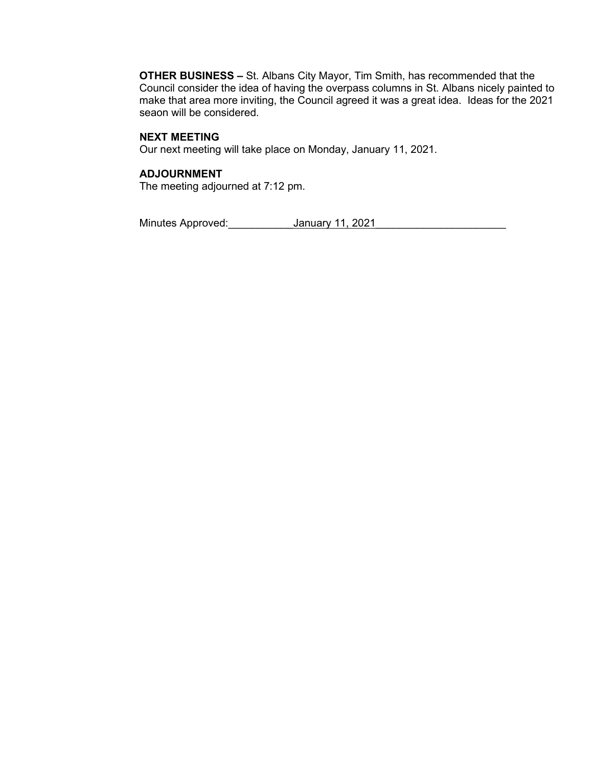**OTHER BUSINESS –** St. Albans City Mayor, Tim Smith, has recommended that the Council consider the idea of having the overpass columns in St. Albans nicely painted to make that area more inviting, the Council agreed it was a great idea. Ideas for the 2021 seaon will be considered.

**NEXT MEETING**

Our next meeting will take place on Monday, January 11, 2021.

**ADJOURNMENT**

The meeting adjourned at 7:12 pm.

Minutes Approved:\_\_\_\_\_\_\_\_\_\_\_January 11, 2021\_\_\_\_\_\_\_\_\_\_\_\_\_\_\_\_\_\_\_\_\_